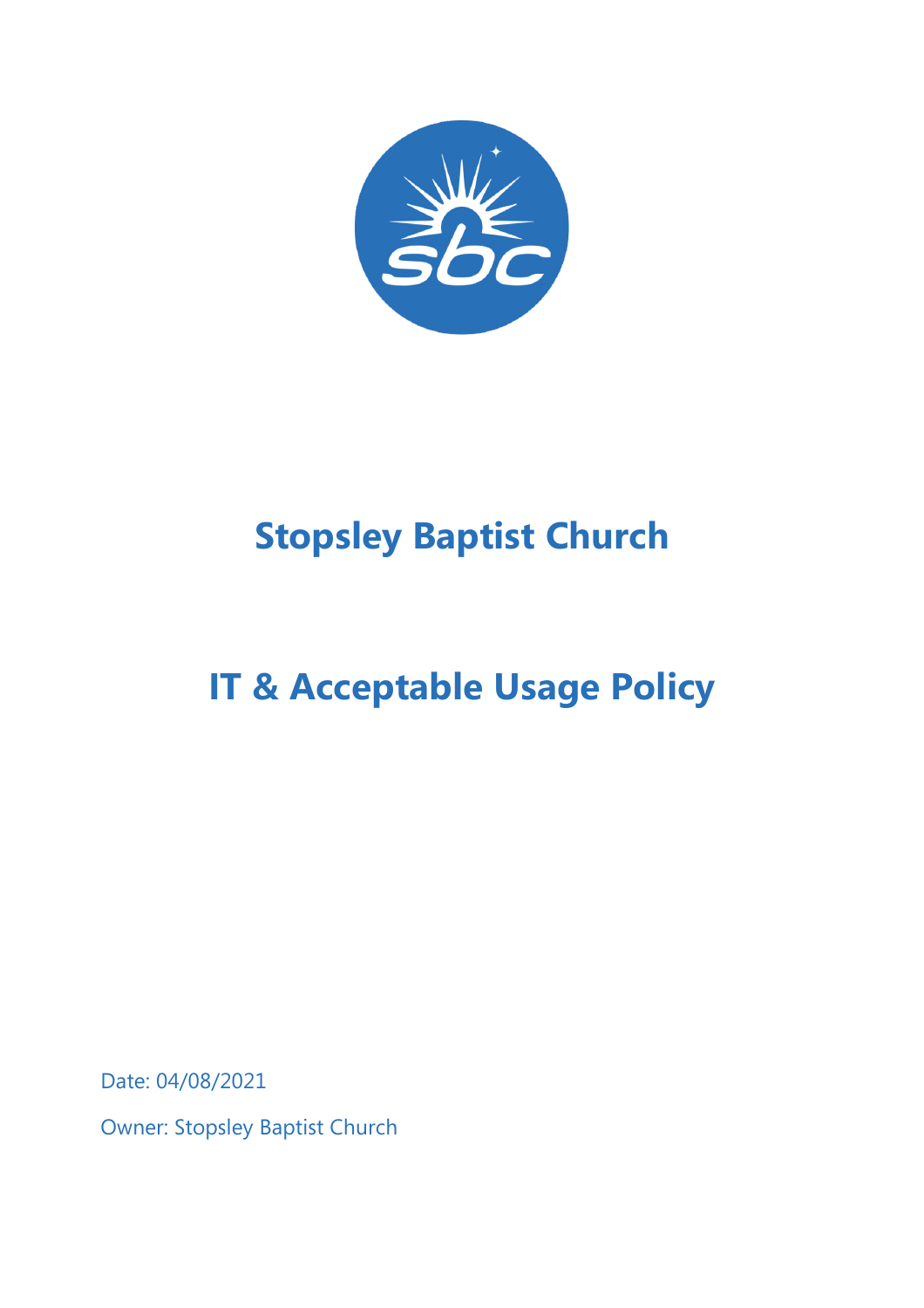# Stopsley Baptist Church

# IT & Acceptable Usage Policy

Date: 04/08/2021

Owner: Stopsley Baptist Church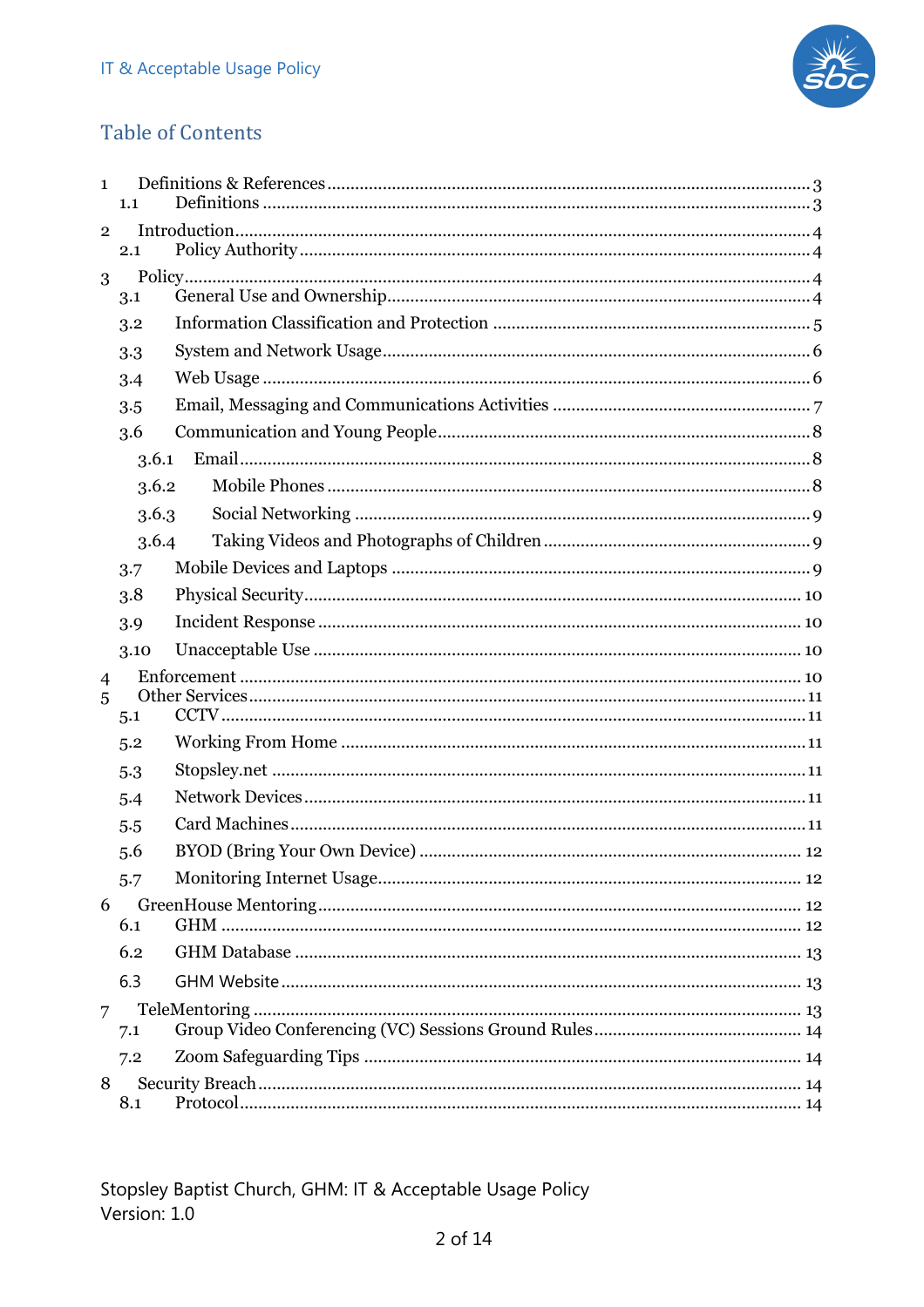## Table of Contents

1 Definitions & References ........ 3
  1.1 Definitions ........ 3
2 Introduction ........ 4
  2.1 Policy Authority ........ 4
3 Policy ........ 4
  3.1 General Use and Ownership ........ 4
  3.2 Information Classification and Protection ........ 5
  3.3 System and Network Usage ........ 6
  3.4 Web Usage ........ 6
  3.5 Email, Messaging and Communications Activities ........ 7
  3.6 Communication and Young People ........ 8
    3.6.1 Email ........ 8
    3.6.2 Mobile Phones ........ 8
    3.6.3 Social Networking ........ 9
    3.6.4 Taking Videos and Photographs of Children ........ 9
  3.7 Mobile Devices and Laptops ........ 9
  3.8 Physical Security ........ 10
  3.9 Incident Response ........ 10
  3.10 Unacceptable Use ........ 10
4 Enforcement ........ 10
5 Other Services ........ 11
  5.1 CCTV ........ 11
  5.2 Working From Home ........ 11
  5.3 Stopsley.net ........ 11
  5.4 Network Devices ........ 11
  5.5 Card Machines ........ 11
  5.6 BYOD (Bring Your Own Device) ........ 12
  5.7 Monitoring Internet Usage ........ 12
6 GreenHouse Mentoring ........ 12
  6.1 GHM ........ 12
  6.2 GHM Database ........ 13
  6.3 GHM Website ........ 13
7 TeleMentoring ........ 13
  7.1 Group Video Conferencing (VC) Sessions Ground Rules ........ 14
  7.2 Zoom Safeguarding Tips ........ 14
8 Security Breach ........ 14
  8.1 Protocol ........ 14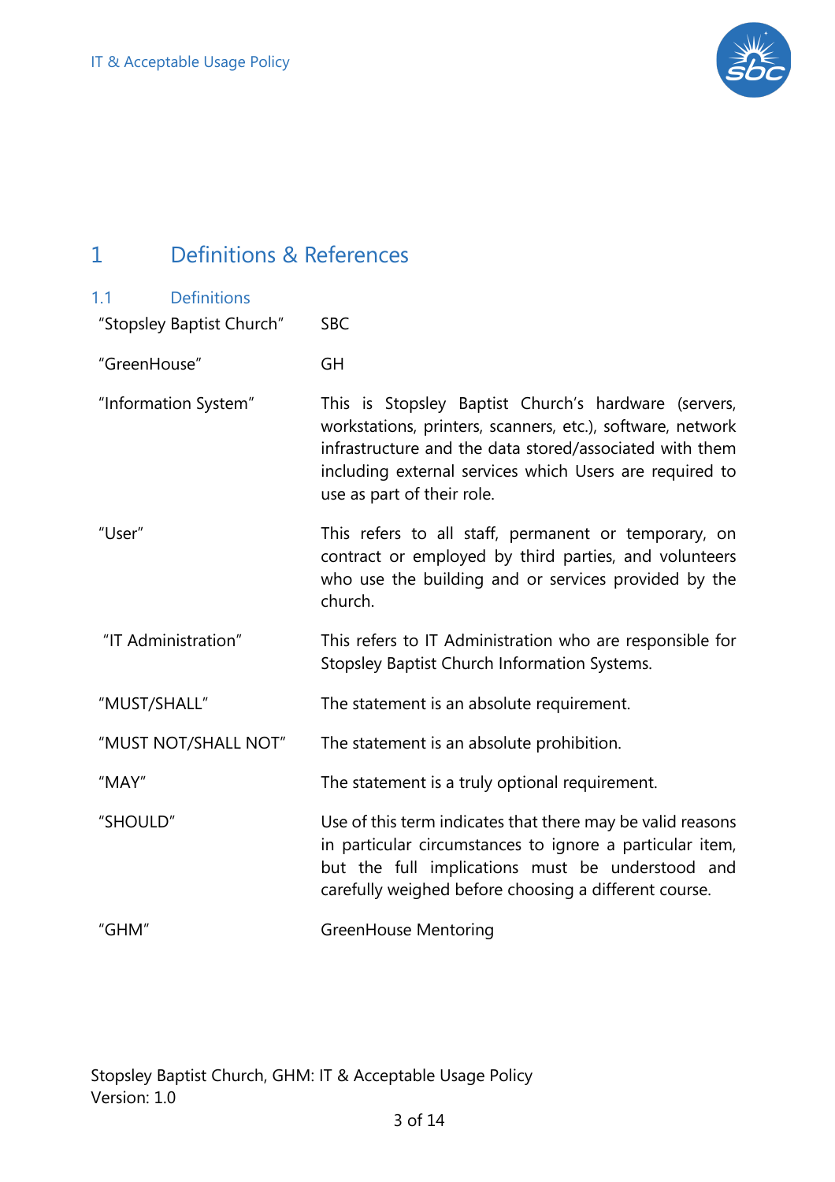# 1 Definitions & References

## 1.1 Definitions

| | |
|---|---|
| "Stopsley Baptist Church" | SBC |
| "GreenHouse" | GH |
| "Information System" | This is Stopsley Baptist Church's hardware (servers, workstations, printers, scanners, etc.), software, network infrastructure and the data stored/associated with them including external services which Users are required to use as part of their role. |
| "User" | This refers to all staff, permanent or temporary, on contract or employed by third parties, and volunteers who use the building and or services provided by the church. |
| "IT Administration" | This refers to IT Administration who are responsible for Stopsley Baptist Church Information Systems. |
| "MUST/SHALL" | The statement is an absolute requirement. |
| "MUST NOT/SHALL NOT" | The statement is an absolute prohibition. |
| "MAY" | The statement is a truly optional requirement. |
| "SHOULD" | Use of this term indicates that there may be valid reasons in particular circumstances to ignore a particular item, but the full implications must be understood and carefully weighed before choosing a different course. |
| "GHM" | GreenHouse Mentoring |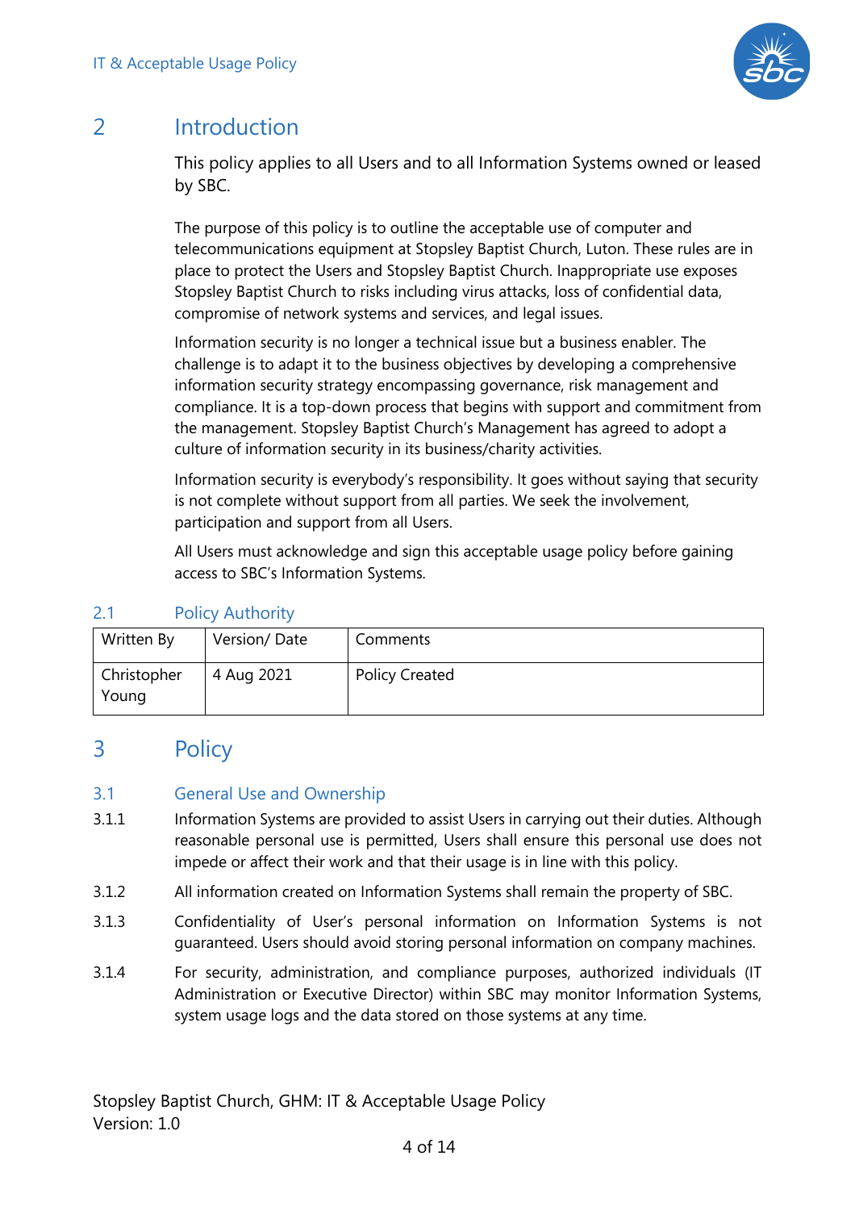# 2 Introduction

This policy applies to all Users and to all Information Systems owned or leased by SBC.

The purpose of this policy is to outline the acceptable use of computer and telecommunications equipment at Stopsley Baptist Church, Luton. These rules are in place to protect the Users and Stopsley Baptist Church. Inappropriate use exposes Stopsley Baptist Church to risks including virus attacks, loss of confidential data, compromise of network systems and services, and legal issues.

Information security is no longer a technical issue but a business enabler. The challenge is to adapt it to the business objectives by developing a comprehensive information security strategy encompassing governance, risk management and compliance. It is a top-down process that begins with support and commitment from the management. Stopsley Baptist Church's Management has agreed to adopt a culture of information security in its business/charity activities.

Information security is everybody's responsibility. It goes without saying that security is not complete without support from all parties. We seek the involvement, participation and support from all Users.

All Users must acknowledge and sign this acceptable usage policy before gaining access to SBC's Information Systems.

## 2.1 Policy Authority

| Written By | Version/ Date | Comments |
|---|---|---|
| Christopher Young | 4 Aug 2021 | Policy Created |

# 3 Policy

## 3.1 General Use and Ownership

3.1.1 Information Systems are provided to assist Users in carrying out their duties. Although reasonable personal use is permitted, Users shall ensure this personal use does not impede or affect their work and that their usage is in line with this policy.

3.1.2 All information created on Information Systems shall remain the property of SBC.

3.1.3 Confidentiality of User's personal information on Information Systems is not guaranteed. Users should avoid storing personal information on company machines.

3.1.4 For security, administration, and compliance purposes, authorized individuals (IT Administration or Executive Director) within SBC may monitor Information Systems, system usage logs and the data stored on those systems at any time.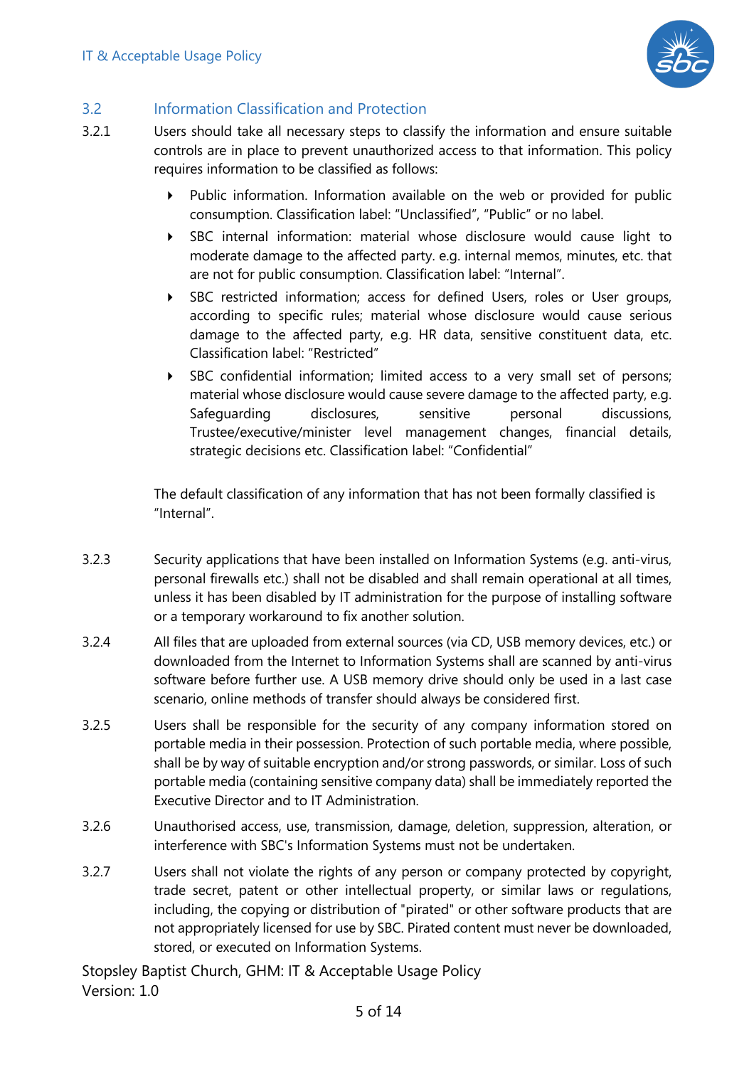### 3.2 Information Classification and Protection

3.2.1 Users should take all necessary steps to classify the information and ensure suitable controls are in place to prevent unauthorized access to that information. This policy requires information to be classified as follows:

- Public information. Information available on the web or provided for public consumption. Classification label: "Unclassified", "Public" or no label.
- SBC internal information: material whose disclosure would cause light to moderate damage to the affected party. e.g. internal memos, minutes, etc. that are not for public consumption. Classification label: "Internal".
- SBC restricted information; access for defined Users, roles or User groups, according to specific rules; material whose disclosure would cause serious damage to the affected party, e.g. HR data, sensitive constituent data, etc. Classification label: "Restricted"
- SBC confidential information; limited access to a very small set of persons; material whose disclosure would cause severe damage to the affected party, e.g. Safeguarding disclosures, sensitive personal discussions, Trustee/executive/minister level management changes, financial details, strategic decisions etc. Classification label: "Confidential"

The default classification of any information that has not been formally classified is "Internal".

3.2.3 Security applications that have been installed on Information Systems (e.g. anti-virus, personal firewalls etc.) shall not be disabled and shall remain operational at all times, unless it has been disabled by IT administration for the purpose of installing software or a temporary workaround to fix another solution.

3.2.4 All files that are uploaded from external sources (via CD, USB memory devices, etc.) or downloaded from the Internet to Information Systems shall are scanned by anti-virus software before further use. A USB memory drive should only be used in a last case scenario, online methods of transfer should always be considered first.

3.2.5 Users shall be responsible for the security of any company information stored on portable media in their possession. Protection of such portable media, where possible, shall be by way of suitable encryption and/or strong passwords, or similar. Loss of such portable media (containing sensitive company data) shall be immediately reported the Executive Director and to IT Administration.

3.2.6 Unauthorised access, use, transmission, damage, deletion, suppression, alteration, or interference with SBC's Information Systems must not be undertaken.

3.2.7 Users shall not violate the rights of any person or company protected by copyright, trade secret, patent or other intellectual property, or similar laws or regulations, including, the copying or distribution of "pirated" or other software products that are not appropriately licensed for use by SBC. Pirated content must never be downloaded, stored, or executed on Information Systems.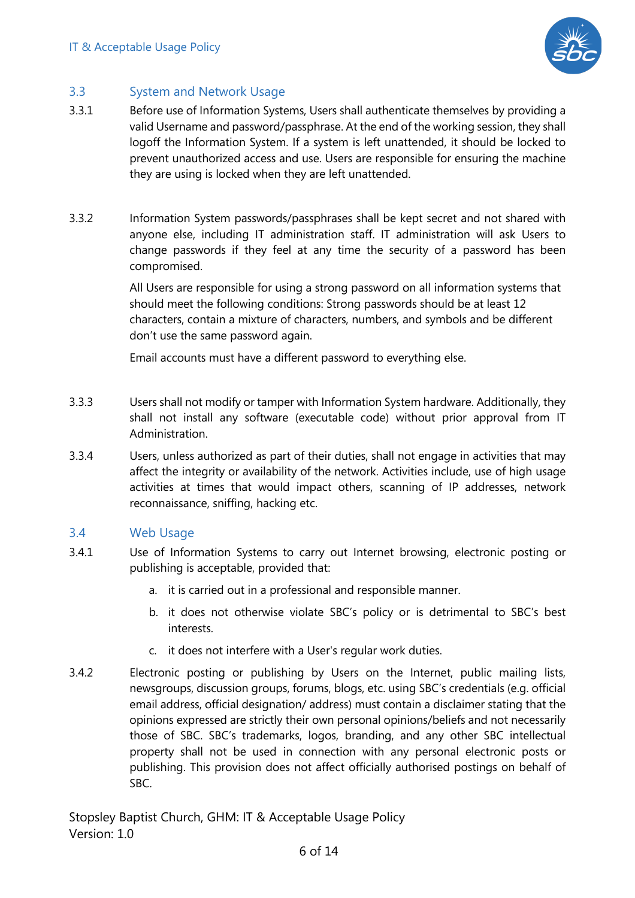### 3.3 System and Network Usage

3.3.1 Before use of Information Systems, Users shall authenticate themselves by providing a valid Username and password/passphrase. At the end of the working session, they shall logoff the Information System. If a system is left unattended, it should be locked to prevent unauthorized access and use. Users are responsible for ensuring the machine they are using is locked when they are left unattended.

3.3.2 Information System passwords/passphrases shall be kept secret and not shared with anyone else, including IT administration staff. IT administration will ask Users to change passwords if they feel at any time the security of a password has been compromised.

All Users are responsible for using a strong password on all information systems that should meet the following conditions: Strong passwords should be at least 12 characters, contain a mixture of characters, numbers, and symbols and be different don't use the same password again.

Email accounts must have a different password to everything else.

3.3.3 Users shall not modify or tamper with Information System hardware. Additionally, they shall not install any software (executable code) without prior approval from IT Administration.

3.3.4 Users, unless authorized as part of their duties, shall not engage in activities that may affect the integrity or availability of the network. Activities include, use of high usage activities at times that would impact others, scanning of IP addresses, network reconnaissance, sniffing, hacking etc.

### 3.4 Web Usage

3.4.1 Use of Information Systems to carry out Internet browsing, electronic posting or publishing is acceptable, provided that:

a. it is carried out in a professional and responsible manner.

b. it does not otherwise violate SBC's policy or is detrimental to SBC's best interests.

c. it does not interfere with a User's regular work duties.

3.4.2 Electronic posting or publishing by Users on the Internet, public mailing lists, newsgroups, discussion groups, forums, blogs, etc. using SBC's credentials (e.g. official email address, official designation/ address) must contain a disclaimer stating that the opinions expressed are strictly their own personal opinions/beliefs and not necessarily those of SBC. SBC's trademarks, logos, branding, and any other SBC intellectual property shall not be used in connection with any personal electronic posts or publishing. This provision does not affect officially authorised postings on behalf of SBC.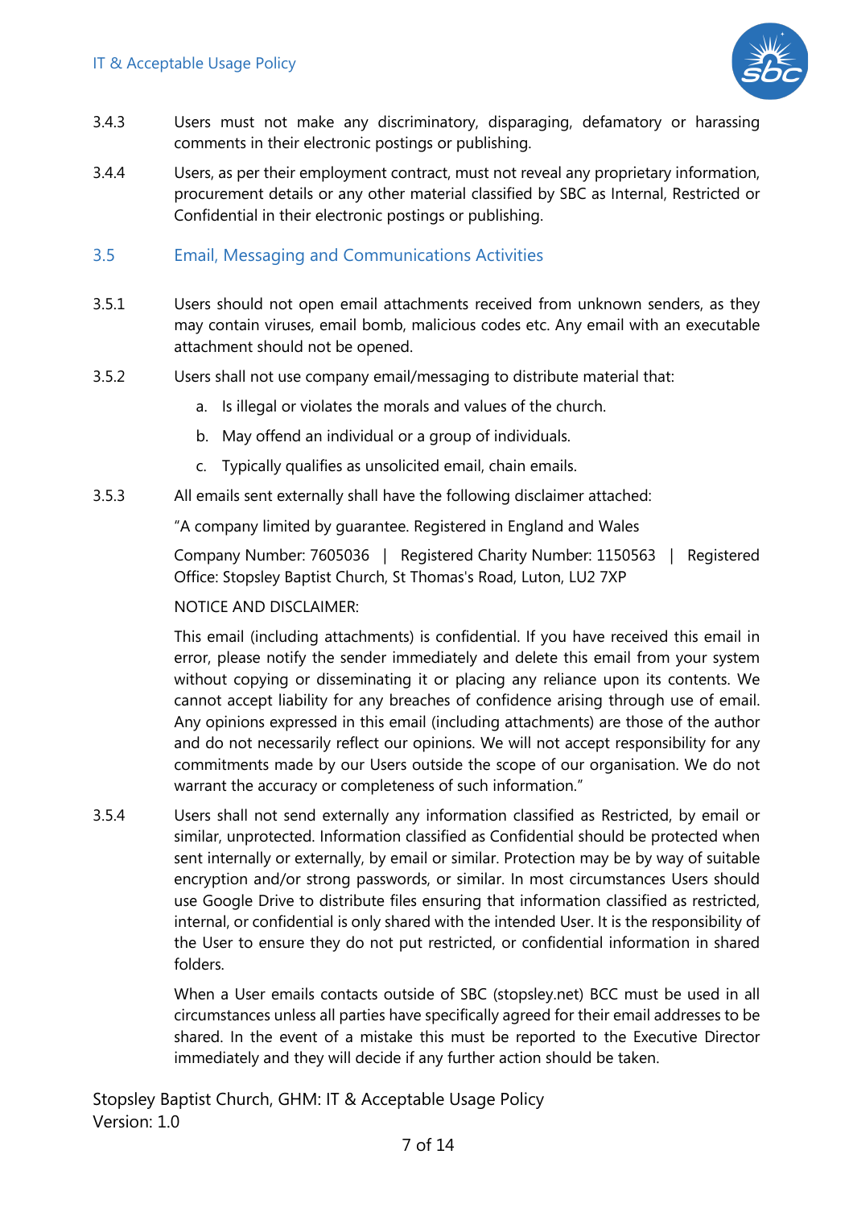3.4.3 Users must not make any discriminatory, disparaging, defamatory or harassing comments in their electronic postings or publishing.

3.4.4 Users, as per their employment contract, must not reveal any proprietary information, procurement details or any other material classified by SBC as Internal, Restricted or Confidential in their electronic postings or publishing.

### 3.5 Email, Messaging and Communications Activities

3.5.1 Users should not open email attachments received from unknown senders, as they may contain viruses, email bomb, malicious codes etc. Any email with an executable attachment should not be opened.

3.5.2 Users shall not use company email/messaging to distribute material that:

a. Is illegal or violates the morals and values of the church.

b. May offend an individual or a group of individuals.

c. Typically qualifies as unsolicited email, chain emails.

3.5.3 All emails sent externally shall have the following disclaimer attached:

"A company limited by guarantee. Registered in England and Wales

Company Number: 7605036 | Registered Charity Number: 1150563 | Registered Office: Stopsley Baptist Church, St Thomas's Road, Luton, LU2 7XP

NOTICE AND DISCLAIMER:

This email (including attachments) is confidential. If you have received this email in error, please notify the sender immediately and delete this email from your system without copying or disseminating it or placing any reliance upon its contents. We cannot accept liability for any breaches of confidence arising through use of email. Any opinions expressed in this email (including attachments) are those of the author and do not necessarily reflect our opinions. We will not accept responsibility for any commitments made by our Users outside the scope of our organisation. We do not warrant the accuracy or completeness of such information."

3.5.4 Users shall not send externally any information classified as Restricted, by email or similar, unprotected. Information classified as Confidential should be protected when sent internally or externally, by email or similar. Protection may be by way of suitable encryption and/or strong passwords, or similar. In most circumstances Users should use Google Drive to distribute files ensuring that information classified as restricted, internal, or confidential is only shared with the intended User. It is the responsibility of the User to ensure they do not put restricted, or confidential information in shared folders.

When a User emails contacts outside of SBC (stopsley.net) BCC must be used in all circumstances unless all parties have specifically agreed for their email addresses to be shared. In the event of a mistake this must be reported to the Executive Director immediately and they will decide if any further action should be taken.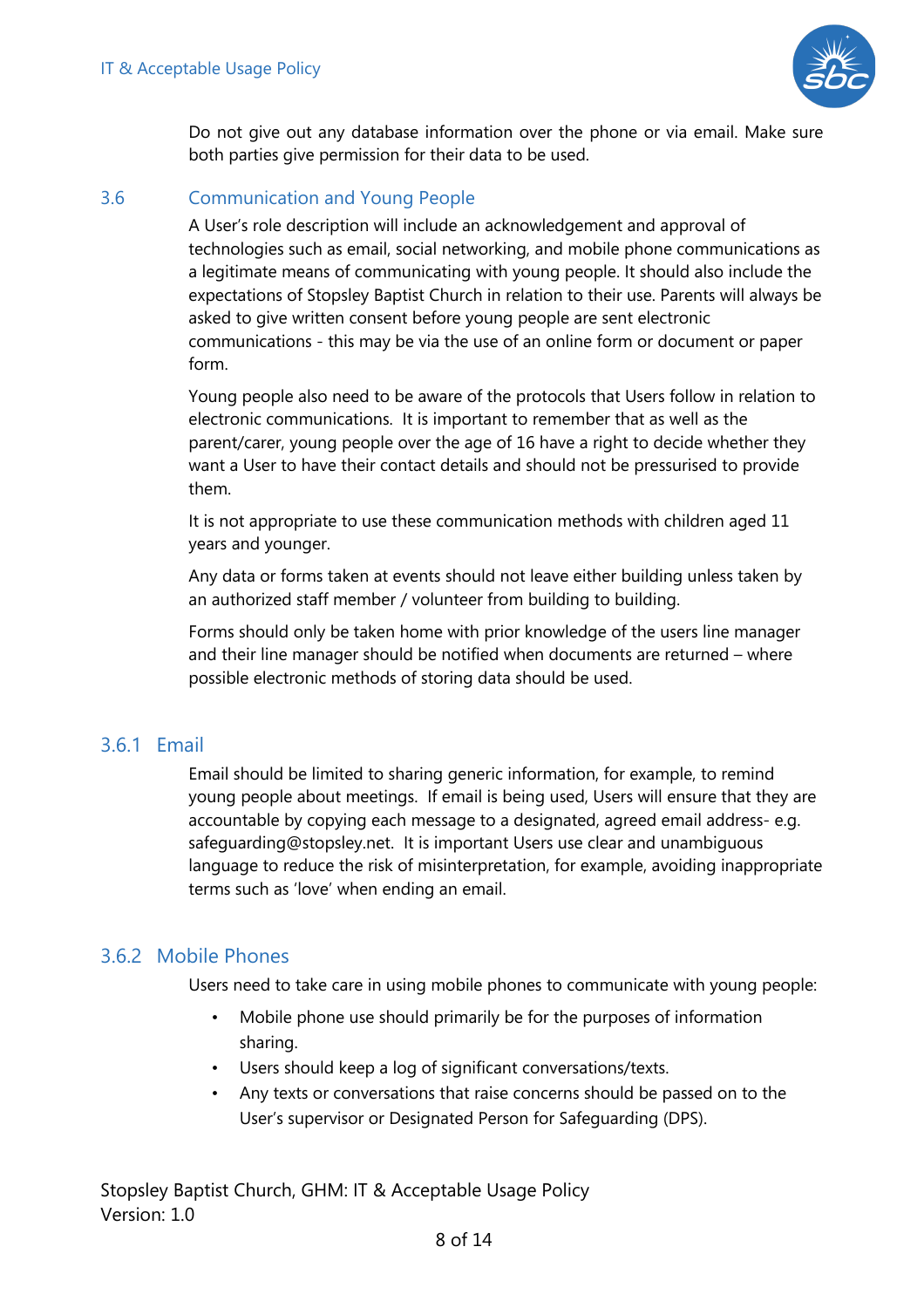Do not give out any database information over the phone or via email. Make sure both parties give permission for their data to be used.

## 3.6 Communication and Young People

A User's role description will include an acknowledgement and approval of technologies such as email, social networking, and mobile phone communications as a legitimate means of communicating with young people. It should also include the expectations of Stopsley Baptist Church in relation to their use. Parents will always be asked to give written consent before young people are sent electronic communications - this may be via the use of an online form or document or paper form.

Young people also need to be aware of the protocols that Users follow in relation to electronic communications. It is important to remember that as well as the parent/carer, young people over the age of 16 have a right to decide whether they want a User to have their contact details and should not be pressurised to provide them.

It is not appropriate to use these communication methods with children aged 11 years and younger.

Any data or forms taken at events should not leave either building unless taken by an authorized staff member / volunteer from building to building.

Forms should only be taken home with prior knowledge of the users line manager and their line manager should be notified when documents are returned – where possible electronic methods of storing data should be used.

### 3.6.1 Email

Email should be limited to sharing generic information, for example, to remind young people about meetings. If email is being used, Users will ensure that they are accountable by copying each message to a designated, agreed email address- e.g. safeguarding@stopsley.net. It is important Users use clear and unambiguous language to reduce the risk of misinterpretation, for example, avoiding inappropriate terms such as 'love' when ending an email.

### 3.6.2 Mobile Phones

Users need to take care in using mobile phones to communicate with young people:

- Mobile phone use should primarily be for the purposes of information sharing.
- Users should keep a log of significant conversations/texts.
- Any texts or conversations that raise concerns should be passed on to the User's supervisor or Designated Person for Safeguarding (DPS).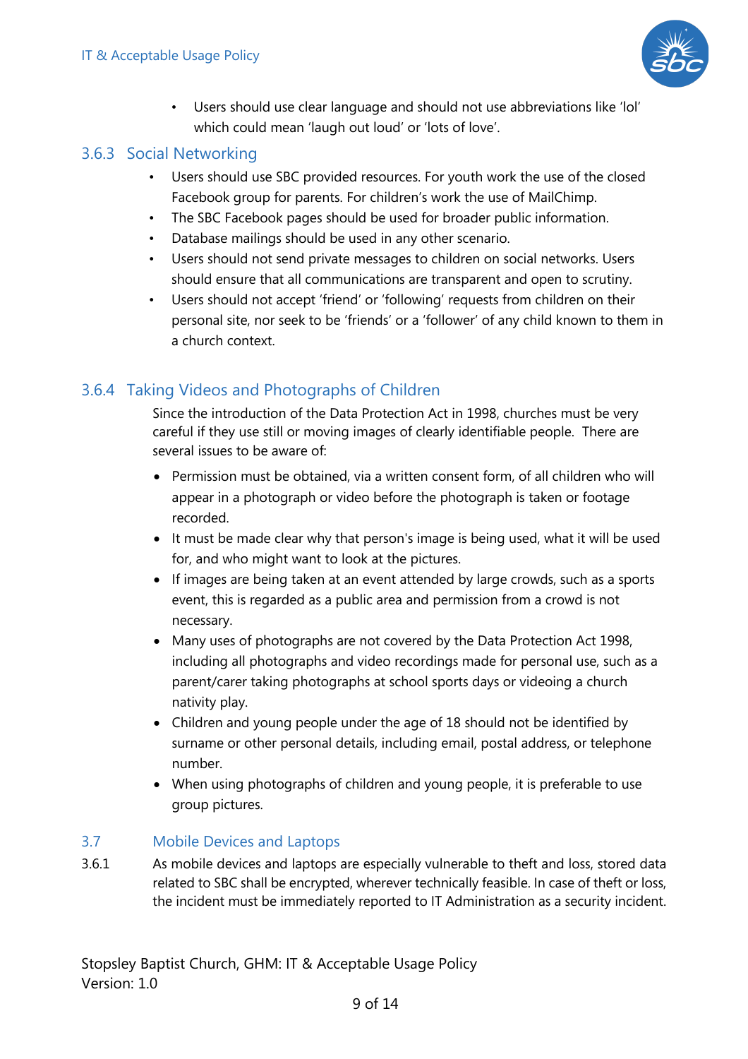- Users should use clear language and should not use abbreviations like 'lol' which could mean 'laugh out loud' or 'lots of love'.

### 3.6.3 Social Networking

- Users should use SBC provided resources. For youth work the use of the closed Facebook group for parents. For children's work the use of MailChimp.
- The SBC Facebook pages should be used for broader public information.
- Database mailings should be used in any other scenario.
- Users should not send private messages to children on social networks. Users should ensure that all communications are transparent and open to scrutiny.
- Users should not accept 'friend' or 'following' requests from children on their personal site, nor seek to be 'friends' or a 'follower' of any child known to them in a church context.

### 3.6.4 Taking Videos and Photographs of Children

Since the introduction of the Data Protection Act in 1998, churches must be very careful if they use still or moving images of clearly identifiable people. There are several issues to be aware of:

- Permission must be obtained, via a written consent form, of all children who will appear in a photograph or video before the photograph is taken or footage recorded.
- It must be made clear why that person's image is being used, what it will be used for, and who might want to look at the pictures.
- If images are being taken at an event attended by large crowds, such as a sports event, this is regarded as a public area and permission from a crowd is not necessary.
- Many uses of photographs are not covered by the Data Protection Act 1998, including all photographs and video recordings made for personal use, such as a parent/carer taking photographs at school sports days or videoing a church nativity play.
- Children and young people under the age of 18 should not be identified by surname or other personal details, including email, postal address, or telephone number.
- When using photographs of children and young people, it is preferable to use group pictures.

## 3.7 Mobile Devices and Laptops

3.6.1 As mobile devices and laptops are especially vulnerable to theft and loss, stored data related to SBC shall be encrypted, wherever technically feasible. In case of theft or loss, the incident must be immediately reported to IT Administration as a security incident.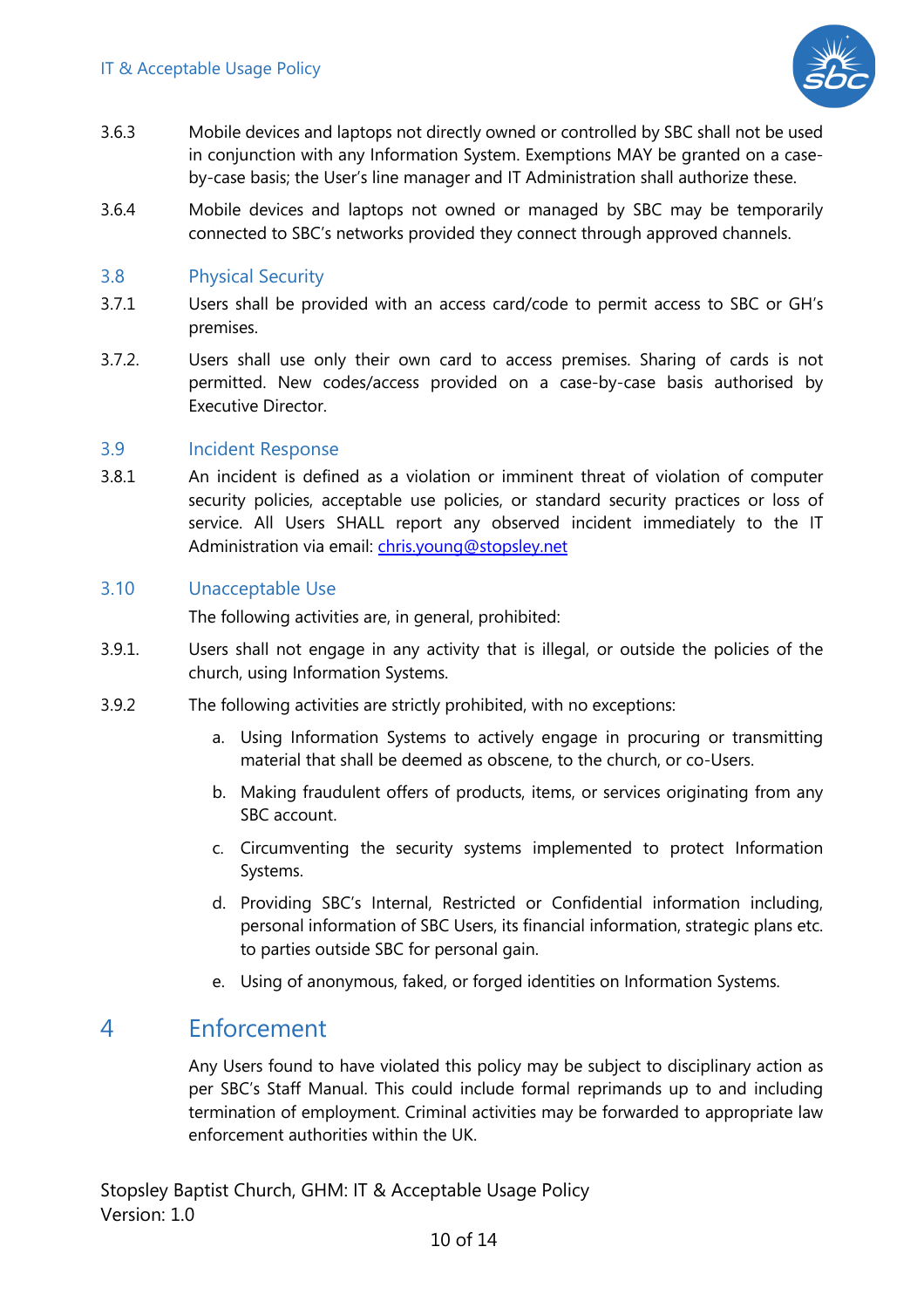3.6.3 Mobile devices and laptops not directly owned or controlled by SBC shall not be used in conjunction with any Information System. Exemptions MAY be granted on a case-by-case basis; the User's line manager and IT Administration shall authorize these.

3.6.4 Mobile devices and laptops not owned or managed by SBC may be temporarily connected to SBC's networks provided they connect through approved channels.

### 3.8 Physical Security

3.7.1 Users shall be provided with an access card/code to permit access to SBC or GH's premises.

3.7.2. Users shall use only their own card to access premises. Sharing of cards is not permitted. New codes/access provided on a case-by-case basis authorised by Executive Director.

### 3.9 Incident Response

3.8.1 An incident is defined as a violation or imminent threat of violation of computer security policies, acceptable use policies, or standard security practices or loss of service. All Users SHALL report any observed incident immediately to the IT Administration via email: chris.young@stopsley.net

### 3.10 Unacceptable Use

The following activities are, in general, prohibited:

3.9.1. Users shall not engage in any activity that is illegal, or outside the policies of the church, using Information Systems.

3.9.2 The following activities are strictly prohibited, with no exceptions:

a. Using Information Systems to actively engage in procuring or transmitting material that shall be deemed as obscene, to the church, or co-Users.

b. Making fraudulent offers of products, items, or services originating from any SBC account.

c. Circumventing the security systems implemented to protect Information Systems.

d. Providing SBC's Internal, Restricted or Confidential information including, personal information of SBC Users, its financial information, strategic plans etc. to parties outside SBC for personal gain.

e. Using of anonymous, faked, or forged identities on Information Systems.

## 4 Enforcement

Any Users found to have violated this policy may be subject to disciplinary action as per SBC's Staff Manual. This could include formal reprimands up to and including termination of employment. Criminal activities may be forwarded to appropriate law enforcement authorities within the UK.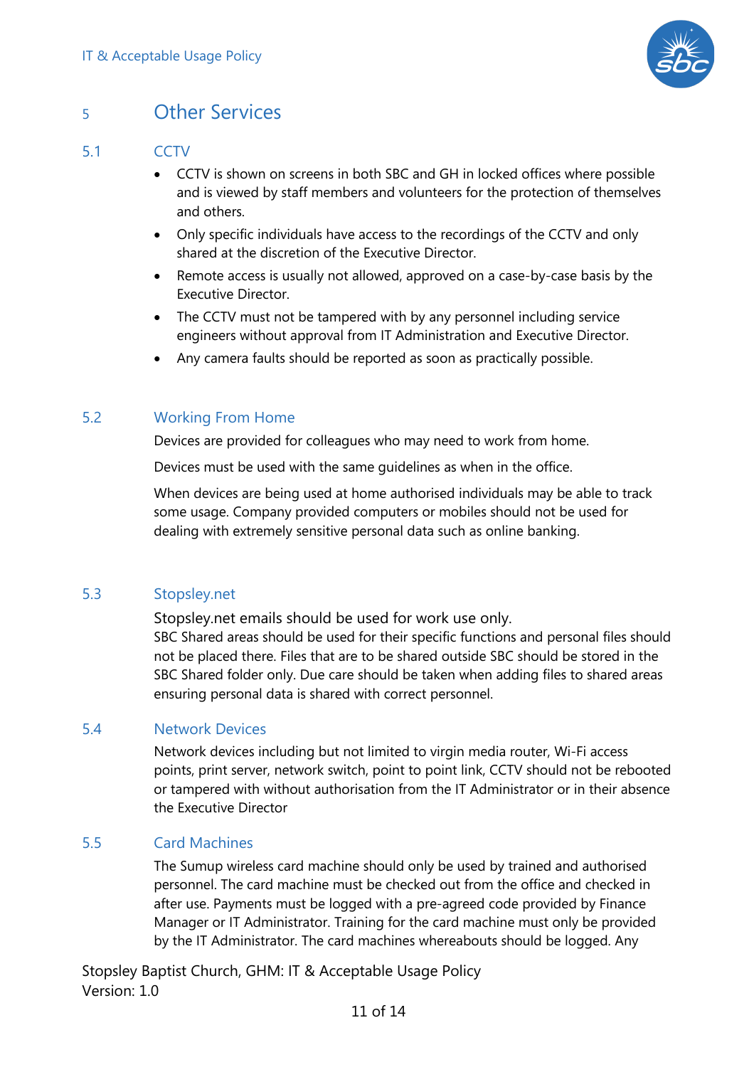# 5 Other Services

## 5.1 CCTV

- CCTV is shown on screens in both SBC and GH in locked offices where possible and is viewed by staff members and volunteers for the protection of themselves and others.
- Only specific individuals have access to the recordings of the CCTV and only shared at the discretion of the Executive Director.
- Remote access is usually not allowed, approved on a case-by-case basis by the Executive Director.
- The CCTV must not be tampered with by any personnel including service engineers without approval from IT Administration and Executive Director.
- Any camera faults should be reported as soon as practically possible.

## 5.2 Working From Home

Devices are provided for colleagues who may need to work from home.

Devices must be used with the same guidelines as when in the office.

When devices are being used at home authorised individuals may be able to track some usage. Company provided computers or mobiles should not be used for dealing with extremely sensitive personal data such as online banking.

## 5.3 Stopsley.net

Stopsley.net emails should be used for work use only.
SBC Shared areas should be used for their specific functions and personal files should not be placed there. Files that are to be shared outside SBC should be stored in the SBC Shared folder only. Due care should be taken when adding files to shared areas ensuring personal data is shared with correct personnel.

## 5.4 Network Devices

Network devices including but not limited to virgin media router, Wi-Fi access points, print server, network switch, point to point link, CCTV should not be rebooted or tampered with without authorisation from the IT Administrator or in their absence the Executive Director

## 5.5 Card Machines

The Sumup wireless card machine should only be used by trained and authorised personnel. The card machine must be checked out from the office and checked in after use. Payments must be logged with a pre-agreed code provided by Finance Manager or IT Administrator. Training for the card machine must only be provided by the IT Administrator. The card machines whereabouts should be logged. Any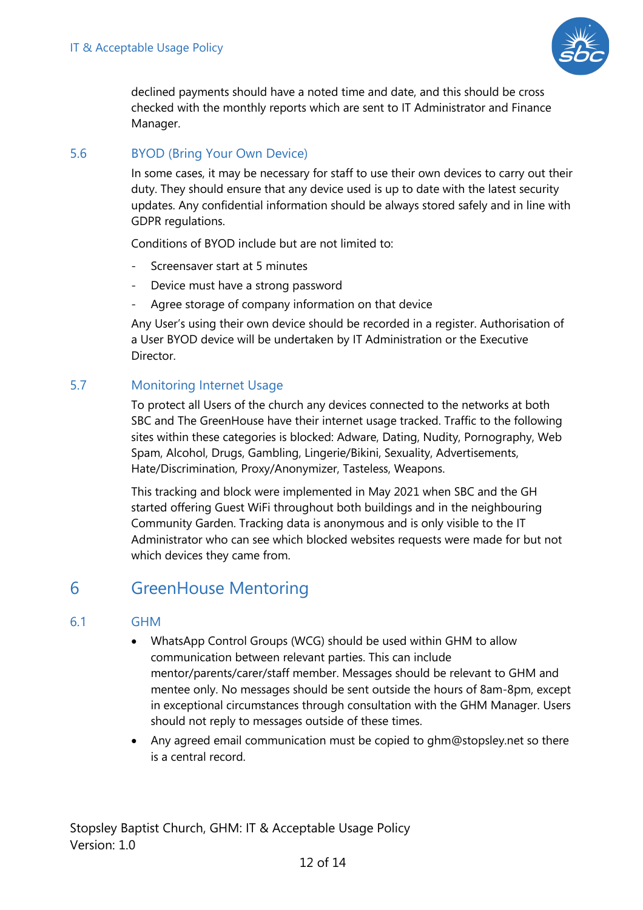declined payments should have a noted time and date, and this should be cross checked with the monthly reports which are sent to IT Administrator and Finance Manager.

### 5.6 BYOD (Bring Your Own Device)

In some cases, it may be necessary for staff to use their own devices to carry out their duty. They should ensure that any device used is up to date with the latest security updates. Any confidential information should be always stored safely and in line with GDPR regulations.

Conditions of BYOD include but are not limited to:

- Screensaver start at 5 minutes
- Device must have a strong password
- Agree storage of company information on that device

Any User's using their own device should be recorded in a register. Authorisation of a User BYOD device will be undertaken by IT Administration or the Executive Director.

### 5.7 Monitoring Internet Usage

To protect all Users of the church any devices connected to the networks at both SBC and The GreenHouse have their internet usage tracked. Traffic to the following sites within these categories is blocked: Adware, Dating, Nudity, Pornography, Web Spam, Alcohol, Drugs, Gambling, Lingerie/Bikini, Sexuality, Advertisements, Hate/Discrimination, Proxy/Anonymizer, Tasteless, Weapons.

This tracking and block were implemented in May 2021 when SBC and the GH started offering Guest WiFi throughout both buildings and in the neighbouring Community Garden. Tracking data is anonymous and is only visible to the IT Administrator who can see which blocked websites requests were made for but not which devices they came from.

## 6 GreenHouse Mentoring

### 6.1 GHM

- WhatsApp Control Groups (WCG) should be used within GHM to allow communication between relevant parties. This can include mentor/parents/carer/staff member. Messages should be relevant to GHM and mentee only. No messages should be sent outside the hours of 8am-8pm, except in exceptional circumstances through consultation with the GHM Manager. Users should not reply to messages outside of these times.
- Any agreed email communication must be copied to ghm@stopsley.net so there is a central record.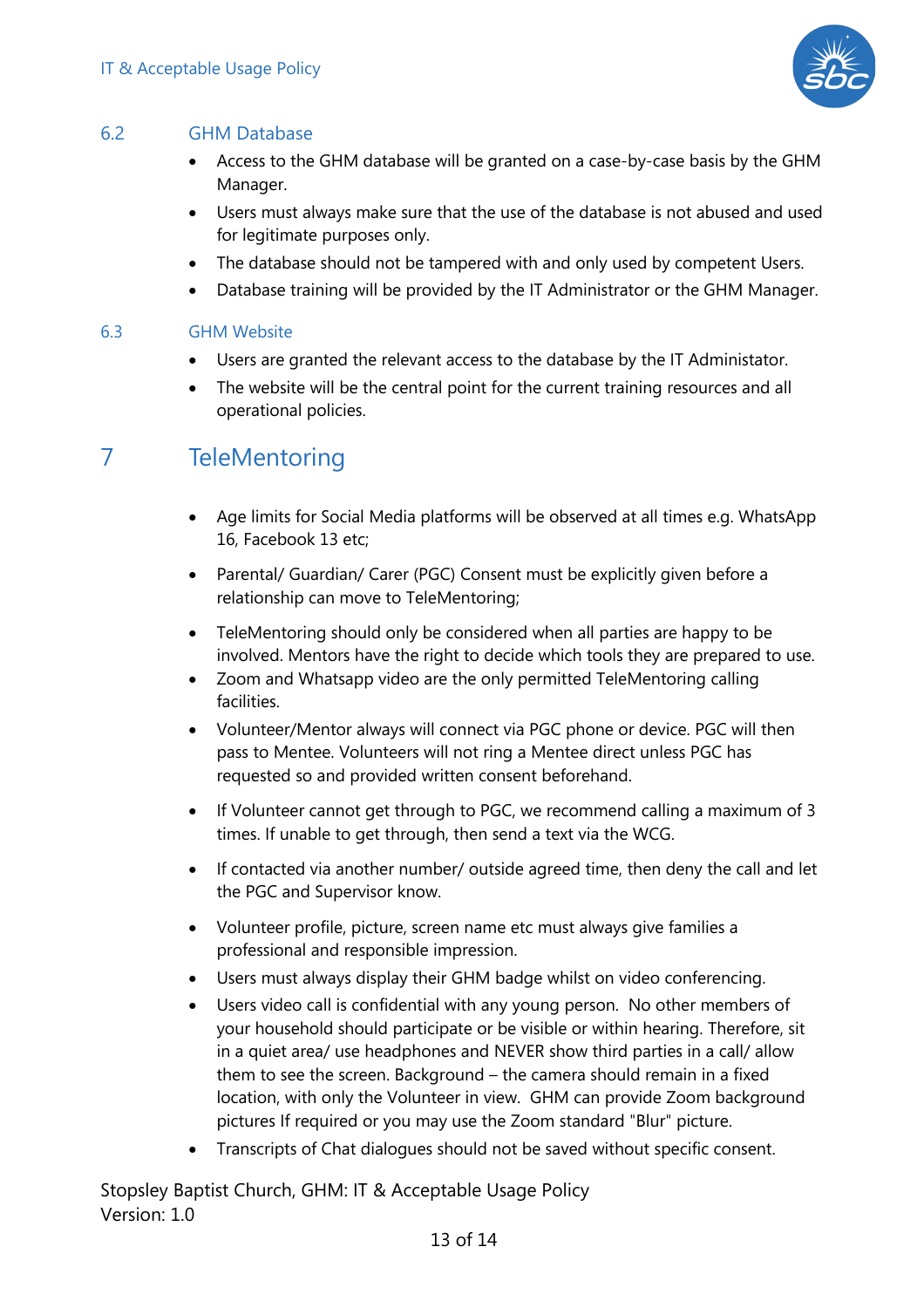### 6.2 GHM Database

- Access to the GHM database will be granted on a case-by-case basis by the GHM Manager.
- Users must always make sure that the use of the database is not abused and used for legitimate purposes only.
- The database should not be tampered with and only used by competent Users.
- Database training will be provided by the IT Administrator or the GHM Manager.

### 6.3 GHM Website

- Users are granted the relevant access to the database by the IT Administator.
- The website will be the central point for the current training resources and all operational policies.

## 7 TeleMentoring

- Age limits for Social Media platforms will be observed at all times e.g. WhatsApp 16, Facebook 13 etc;
- Parental/ Guardian/ Carer (PGC) Consent must be explicitly given before a relationship can move to TeleMentoring;
- TeleMentoring should only be considered when all parties are happy to be involved. Mentors have the right to decide which tools they are prepared to use.
- Zoom and Whatsapp video are the only permitted TeleMentoring calling facilities.
- Volunteer/Mentor always will connect via PGC phone or device. PGC will then pass to Mentee. Volunteers will not ring a Mentee direct unless PGC has requested so and provided written consent beforehand.
- If Volunteer cannot get through to PGC, we recommend calling a maximum of 3 times. If unable to get through, then send a text via the WCG.
- If contacted via another number/ outside agreed time, then deny the call and let the PGC and Supervisor know.
- Volunteer profile, picture, screen name etc must always give families a professional and responsible impression.
- Users must always display their GHM badge whilst on video conferencing.
- Users video call is confidential with any young person. No other members of your household should participate or be visible or within hearing. Therefore, sit in a quiet area/ use headphones and NEVER show third parties in a call/ allow them to see the screen. Background – the camera should remain in a fixed location, with only the Volunteer in view. GHM can provide Zoom background pictures If required or you may use the Zoom standard "Blur" picture.
- Transcripts of Chat dialogues should not be saved without specific consent.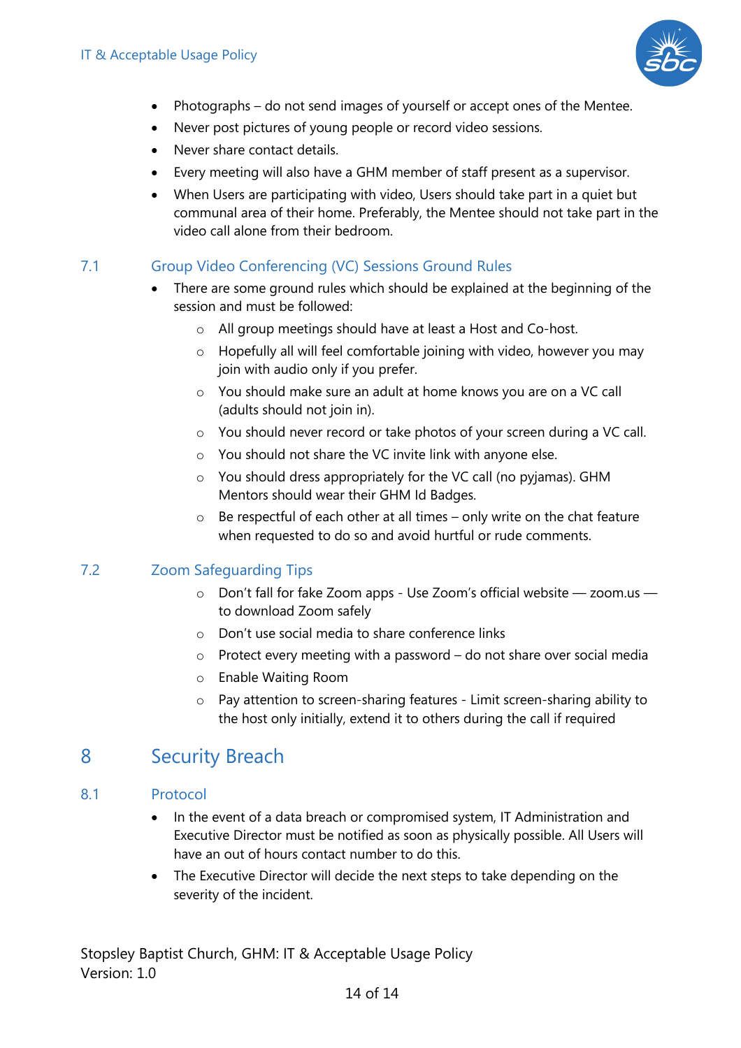- Photographs – do not send images of yourself or accept ones of the Mentee.
- Never post pictures of young people or record video sessions.
- Never share contact details.
- Every meeting will also have a GHM member of staff present as a supervisor.
- When Users are participating with video, Users should take part in a quiet but communal area of their home. Preferably, the Mentee should not take part in the video call alone from their bedroom.

### 7.1 Group Video Conferencing (VC) Sessions Ground Rules

- There are some ground rules which should be explained at the beginning of the session and must be followed:
  - All group meetings should have at least a Host and Co-host.
  - Hopefully all will feel comfortable joining with video, however you may join with audio only if you prefer.
  - You should make sure an adult at home knows you are on a VC call (adults should not join in).
  - You should never record or take photos of your screen during a VC call.
  - You should not share the VC invite link with anyone else.
  - You should dress appropriately for the VC call (no pyjamas). GHM Mentors should wear their GHM Id Badges.
  - Be respectful of each other at all times – only write on the chat feature when requested to do so and avoid hurtful or rude comments.

### 7.2 Zoom Safeguarding Tips

- Don't fall for fake Zoom apps - Use Zoom's official website — zoom.us — to download Zoom safely
- Don't use social media to share conference links
- Protect every meeting with a password – do not share over social media
- Enable Waiting Room
- Pay attention to screen-sharing features - Limit screen-sharing ability to the host only initially, extend it to others during the call if required

## 8 Security Breach

### 8.1 Protocol

- In the event of a data breach or compromised system, IT Administration and Executive Director must be notified as soon as physically possible. All Users will have an out of hours contact number to do this.
- The Executive Director will decide the next steps to take depending on the severity of the incident.